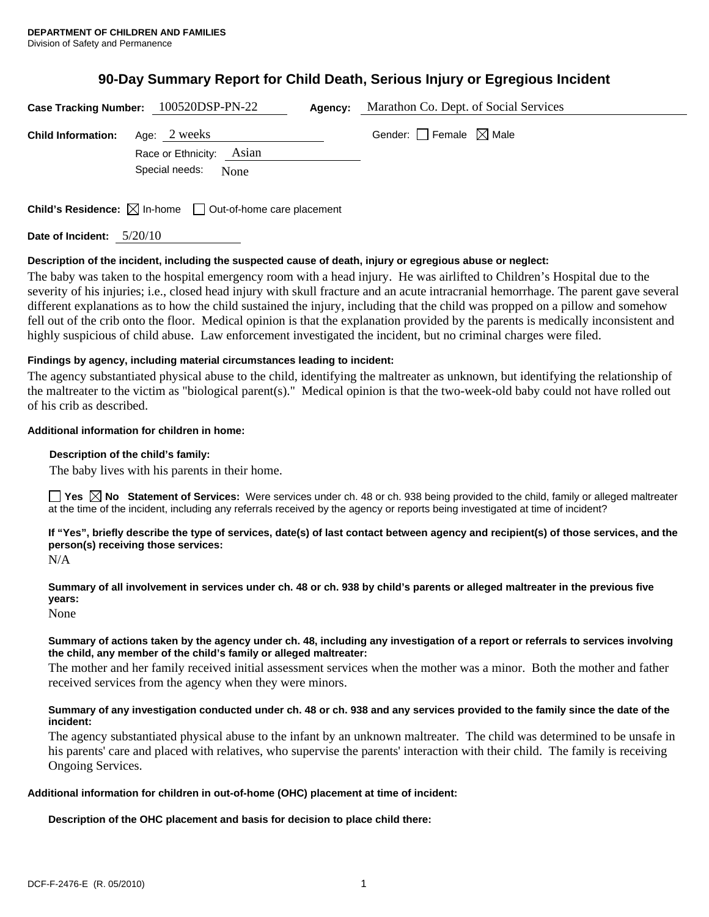**DEPARTMENT OF CHILDREN AND FAMILIES**
Division of Safety and Permanence

# 90-Day Summary Report for Child Death, Serious Injury or Egregious Incident

**Case Tracking Number:** 100520DSP-PN-22 **Agency:** Marathon Co. Dept. of Social Services

**Child Information:** Age: 2 weeks Gender: ☐ Female ☒ Male

Race or Ethnicity: Asian

Special needs: None

**Child's Residence:** ☒ In-home ☐ Out-of-home care placement

**Date of Incident:** 5/20/10

#### Description of the incident, including the suspected cause of death, injury or egregious abuse or neglect:

The baby was taken to the hospital emergency room with a head injury. He was airlifted to Children's Hospital due to the severity of his injuries; i.e., closed head injury with skull fracture and an acute intracranial hemorrhage. The parent gave several different explanations as to how the child sustained the injury, including that the child was propped on a pillow and somehow fell out of the crib onto the floor. Medical opinion is that the explanation provided by the parents is medically inconsistent and highly suspicious of child abuse. Law enforcement investigated the incident, but no criminal charges were filed.

#### Findings by agency, including material circumstances leading to incident:

The agency substantiated physical abuse to the child, identifying the maltreater as unknown, but identifying the relationship of the maltreater to the victim as "biological parent(s)." Medical opinion is that the two-week-old baby could not have rolled out of his crib as described.

#### Additional information for children in home:

**Description of the child's family:**

The baby lives with his parents in their home.

☐ **Yes** ☒ **No** **Statement of Services:** Were services under ch. 48 or ch. 938 being provided to the child, family or alleged maltreater at the time of the incident, including any referrals received by the agency or reports being investigated at time of incident?

**If "Yes", briefly describe the type of services, date(s) of last contact between agency and recipient(s) of those services, and the person(s) receiving those services:**

N/A

**Summary of all involvement in services under ch. 48 or ch. 938 by child's parents or alleged maltreater in the previous five years:**

None

**Summary of actions taken by the agency under ch. 48, including any investigation of a report or referrals to services involving the child, any member of the child's family or alleged maltreater:**

The mother and her family received initial assessment services when the mother was a minor. Both the mother and father received services from the agency when they were minors.

**Summary of any investigation conducted under ch. 48 or ch. 938 and any services provided to the family since the date of the incident:**

The agency substantiated physical abuse to the infant by an unknown maltreater. The child was determined to be unsafe in his parents' care and placed with relatives, who supervise the parents' interaction with their child. The family is receiving Ongoing Services.

#### Additional information for children in out-of-home (OHC) placement at time of incident:

**Description of the OHC placement and basis for decision to place child there:**

DCF-F-2476-E (R. 05/2010)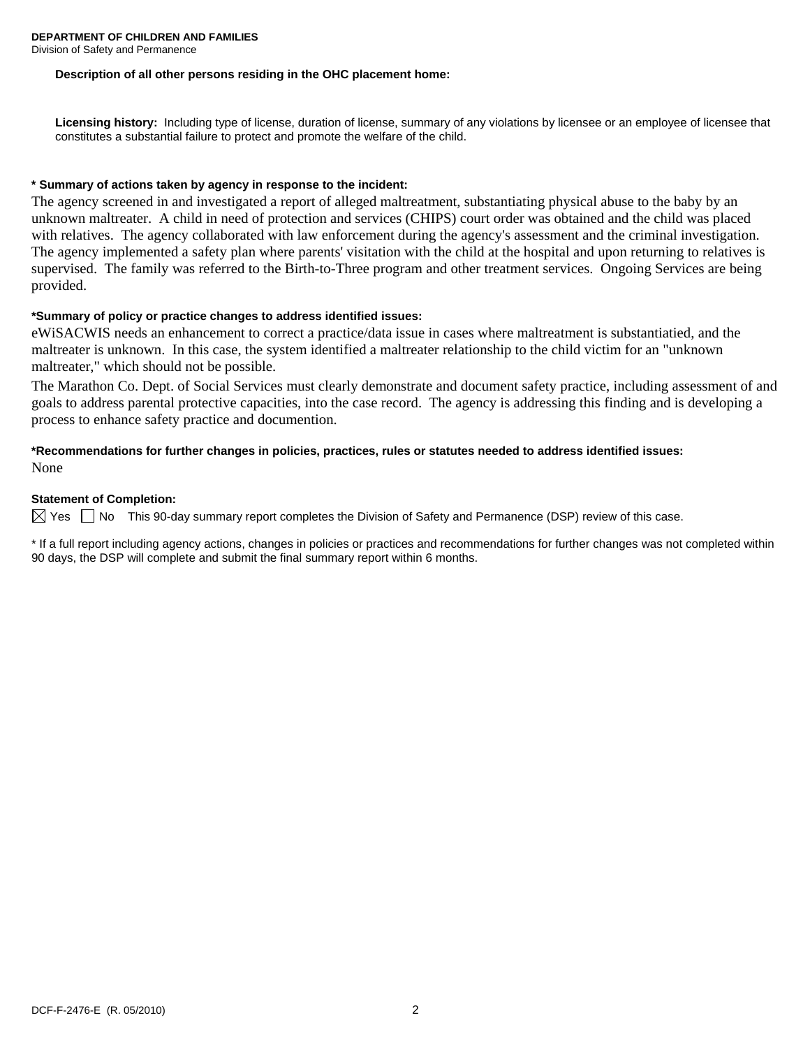**DEPARTMENT OF CHILDREN AND FAMILIES**
Division of Safety and Permanence

**Description of all other persons residing in the OHC placement home:**

**Licensing history:** Including type of license, duration of license, summary of any violations by licensee or an employee of licensee that constitutes a substantial failure to protect and promote the welfare of the child.

**\* Summary of actions taken by agency in response to the incident:**

The agency screened in and investigated a report of alleged maltreatment, substantiating physical abuse to the baby by an unknown maltreater. A child in need of protection and services (CHIPS) court order was obtained and the child was placed with relatives. The agency collaborated with law enforcement during the agency's assessment and the criminal investigation. The agency implemented a safety plan where parents' visitation with the child at the hospital and upon returning to relatives is supervised. The family was referred to the Birth-to-Three program and other treatment services. Ongoing Services are being provided.

**\*Summary of policy or practice changes to address identified issues:**

eWiSACWIS needs an enhancement to correct a practice/data issue in cases where maltreatment is substantiatied, and the maltreater is unknown. In this case, the system identified a maltreater relationship to the child victim for an "unknown maltreater," which should not be possible.

The Marathon Co. Dept. of Social Services must clearly demonstrate and document safety practice, including assessment of and goals to address parental protective capacities, into the case record. The agency is addressing this finding and is developing a process to enhance safety practice and documention.

**\*Recommendations for further changes in policies, practices, rules or statutes needed to address identified issues:**

None

**Statement of Completion:**

☒ Yes ☐ No This 90-day summary report completes the Division of Safety and Permanence (DSP) review of this case.

\* If a full report including agency actions, changes in policies or practices and recommendations for further changes was not completed within 90 days, the DSP will complete and submit the final summary report within 6 months.

DCF-F-2476-E (R. 05/2010)